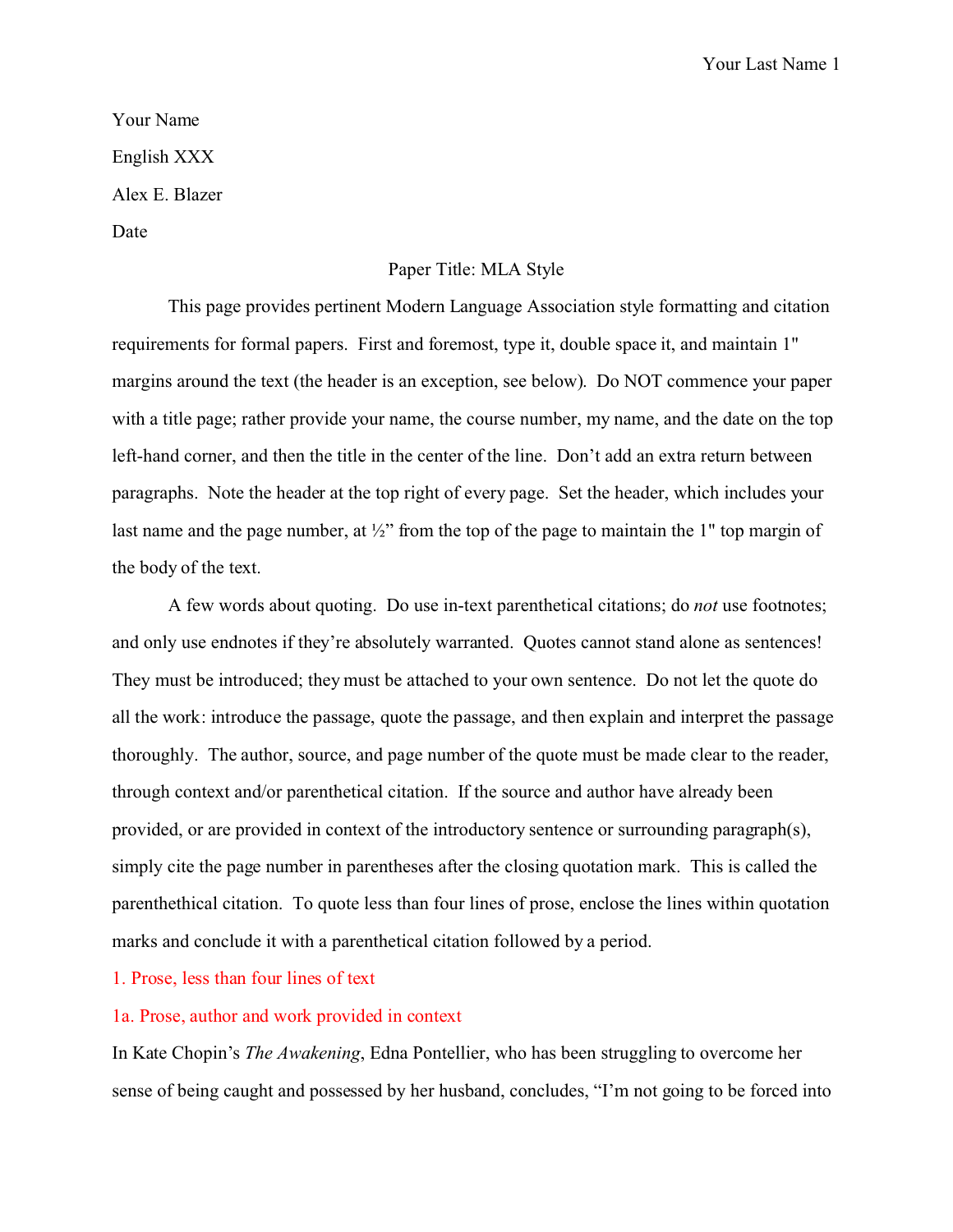Your Name

English XXX

Alex E. Blazer

Date

# Paper Title: MLA Style

This page provides pertinent Modern Language Association style formatting and citation requirements for formal papers. First and foremost, type it, double space it, and maintain 1" margins around the text (the header is an exception, see below). Do NOT commence your paper with a title page; rather provide your name, the course number, my name, and the date on the top left-hand corner, and then the title in the center of the line. Don't add an extra return between paragraphs. Note the header at the top right of every page. Set the header, which includes your last name and the page number, at ½" from the top of the page to maintain the 1" top margin of the body of the text.

A few words about quoting. Do use in-text parenthetical citations; do *not* use footnotes; and only use endnotes if they're absolutely warranted. Quotes cannot stand alone as sentences! They must be introduced; they must be attached to your own sentence. Do not let the quote do all the work: introduce the passage, quote the passage, and then explain and interpret the passage thoroughly. The author, source, and page number of the quote must be made clear to the reader, through context and/or parenthetical citation. If the source and author have already been provided, or are provided in context of the introductory sentence or surrounding paragraph(s), simply cite the page number in parentheses after the closing quotation mark. This is called the parenthethical citation. To quote less than four lines of prose, enclose the lines within quotation marks and conclude it with a parenthetical citation followed by a period.

### 1. Prose, less than four lines of text

#### 1a. Prose, author and work provided in context

In Kate Chopin's *The Awakening*, Edna Pontellier, who has been struggling to overcome her sense of being caught and possessed by her husband, concludes, "I'm not going to be forced into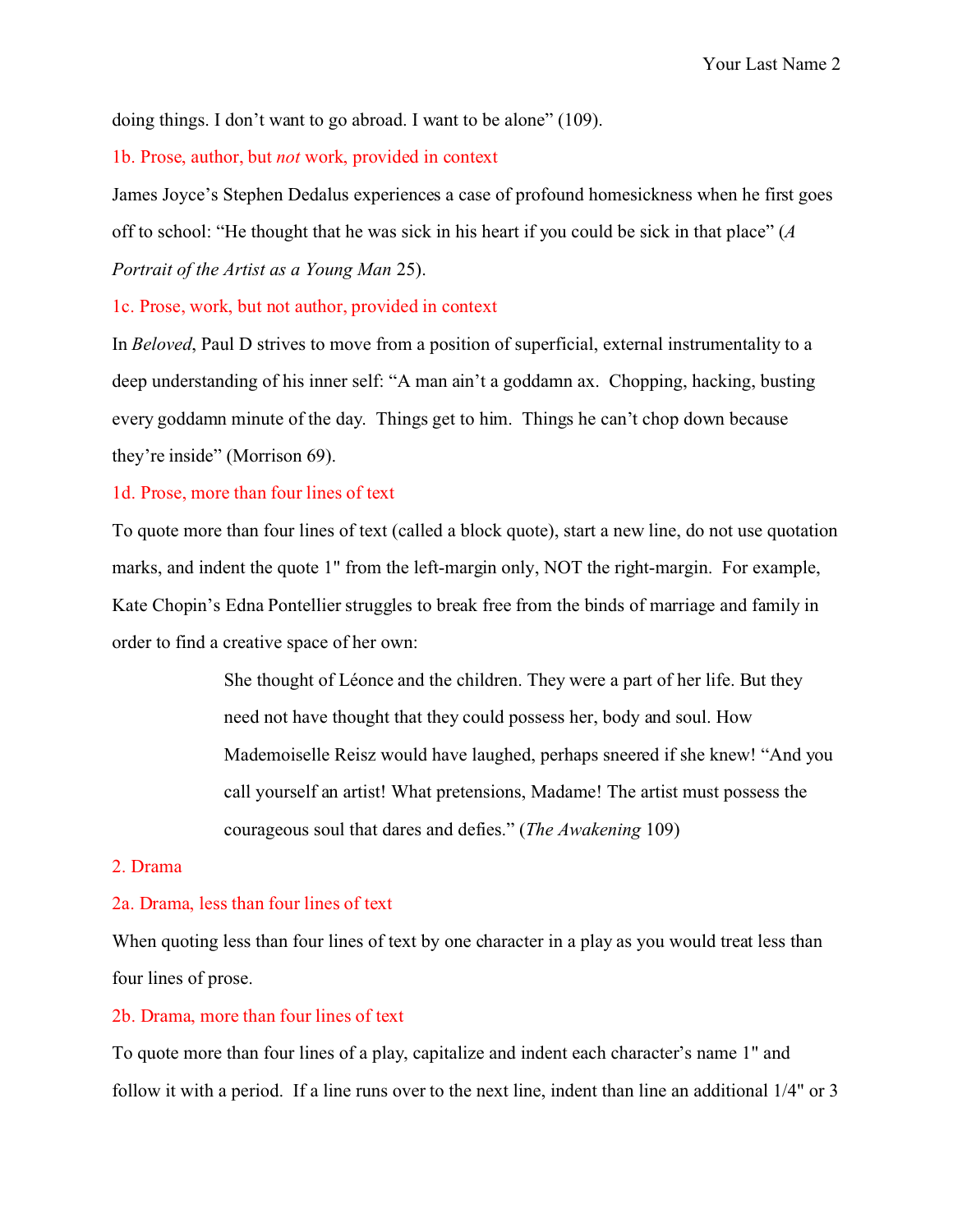doing things. I don't want to go abroad. I want to be alone" (109).

1b. Prose, author, but *not* work, provided in context

James Joyce's Stephen Dedalus experiences a case of profound homesickness when he first goes off to school: "He thought that he was sick in his heart if you could be sick in that place" (*A Portrait of the Artist as a Young Man* 25).

1c. Prose, work, but not author, provided in context

In *Beloved*, Paul D strives to move from a position of superficial, external instrumentality to a deep understanding of his inner self: "A man ain't a goddamn ax. Chopping, hacking, busting every goddamn minute of the day. Things get to him. Things he can't chop down because they're inside" (Morrison 69).

1d. Prose, more than four lines of text

To quote more than four lines of text (called a block quote), start a new line, do not use quotation marks, and indent the quote 1" from the left-margin only, NOT the right-margin. For example, Kate Chopin's Edna Pontellier struggles to break free from the binds of marriage and family in order to find a creative space of her own:

> She thought of Léonce and the children. They were a part of her life. But they need not have thought that they could possess her, body and soul. How Mademoiselle Reisz would have laughed, perhaps sneered if she knew! "And you call yourself an artist! What pretensions, Madame! The artist must possess the courageous soul that dares and defies." (*The Awakening* 109)

2. Drama

2a. Drama, less than four lines of text

When quoting less than four lines of text by one character in a play as you would treat less than four lines of prose.

2b. Drama, more than four lines of text

To quote more than four lines of a play, capitalize and indent each character's name 1" and follow it with a period. If a line runs over to the next line, indent than line an additional 1/4" or 3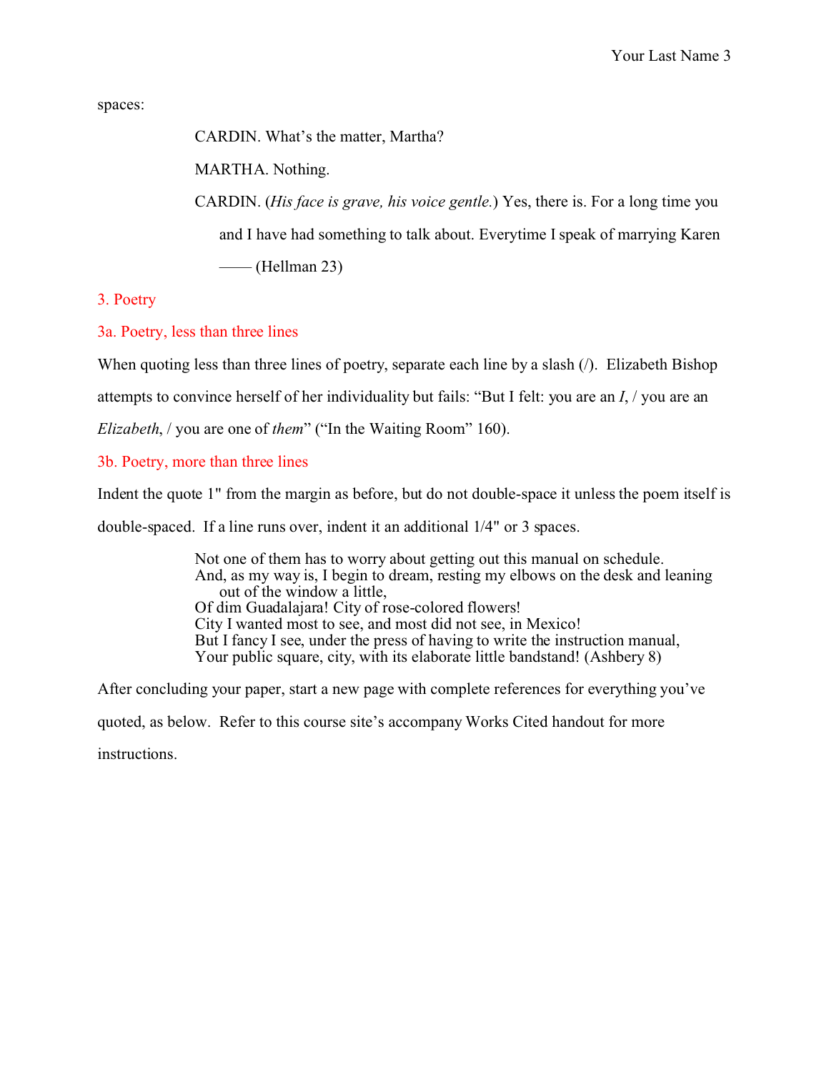spaces:

> CARDIN. What's the matter, Martha?
>
> MARTHA. Nothing.
>
> CARDIN. (*His face is grave, his voice gentle.*) Yes, there is. For a long time you and I have had something to talk about. Everytime I speak of marrying Karen —— (Hellman 23)

### 3. Poetry

#### 3a. Poetry, less than three lines

When quoting less than three lines of poetry, separate each line by a slash (/). Elizabeth Bishop attempts to convince herself of her individuality but fails: "But I felt: you are an *I*, / you are an *Elizabeth*, / you are one of *them*" ("In the Waiting Room" 160).

#### 3b. Poetry, more than three lines

Indent the quote 1" from the margin as before, but do not double-space it unless the poem itself is double-spaced. If a line runs over, indent it an additional 1/4" or 3 spaces.

> Not one of them has to worry about getting out this manual on schedule.
> And, as my way is, I begin to dream, resting my elbows on the desk and leaning
>    out of the window a little,
> Of dim Guadalajara! City of rose-colored flowers!
> City I wanted most to see, and most did not see, in Mexico!
> But I fancy I see, under the press of having to write the instruction manual,
> Your public square, city, with its elaborate little bandstand! (Ashbery 8)

After concluding your paper, start a new page with complete references for everything you've quoted, as below. Refer to this course site's accompany Works Cited handout for more instructions.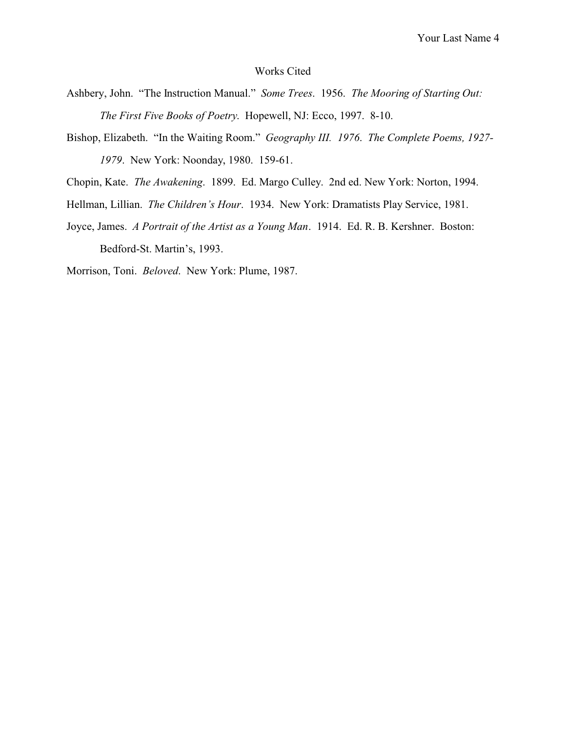# Works Cited

Ashbery, John. "The Instruction Manual." *Some Trees*. 1956. *The Mooring of Starting Out: The First Five Books of Poetry.* Hopewell, NJ: Ecco, 1997. 8-10.

Bishop, Elizabeth. "In the Waiting Room." *Geography III. 1976. The Complete Poems, 1927-1979*. New York: Noonday, 1980. 159-61.

Chopin, Kate. *The Awakening*. 1899. Ed. Margo Culley. 2nd ed. New York: Norton, 1994.

Hellman, Lillian. *The Children's Hour*. 1934. New York: Dramatists Play Service, 1981.

Joyce, James. *A Portrait of the Artist as a Young Man*. 1914. Ed. R. B. Kershner. Boston: Bedford-St. Martin's, 1993.

Morrison, Toni. *Beloved*. New York: Plume, 1987.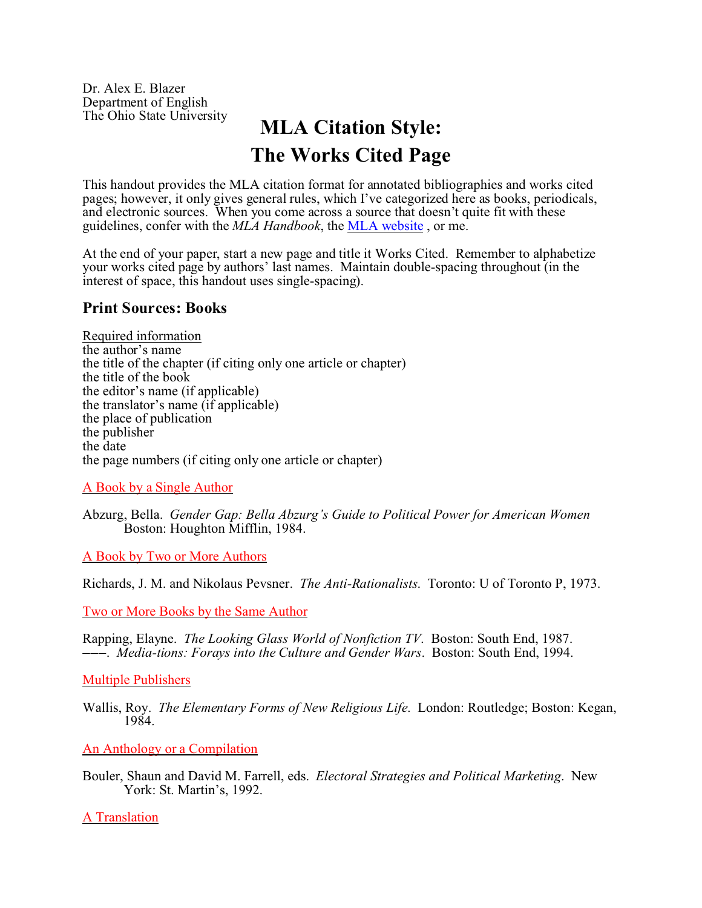Dr. Alex E. Blazer
Department of English
The Ohio State University

# MLA Citation Style:
# The Works Cited Page

This handout provides the MLA citation format for annotated bibliographies and works cited pages; however, it only gives general rules, which I've categorized here as books, periodicals, and electronic sources. When you come across a source that doesn't quite fit with these guidelines, confer with the *MLA Handbook*, the [MLA website](), or me.

At the end of your paper, start a new page and title it Works Cited. Remember to alphabetize your works cited page by authors' last names. Maintain double-spacing throughout (in the interest of space, this handout uses single-spacing).

## Print Sources: Books

Required information
the author's name
the title of the chapter (if citing only one article or chapter)
the title of the book
the editor's name (if applicable)
the translator's name (if applicable)
the place of publication
the publisher
the date
the page numbers (if citing only one article or chapter)

A Book by a Single Author

Abzurg, Bella. *Gender Gap: Bella Abzurg's Guide to Political Power for American Women* Boston: Houghton Mifflin, 1984.

A Book by Two or More Authors

Richards, J. M. and Nikolaus Pevsner. *The Anti-Rationalists.* Toronto: U of Toronto P, 1973.

Two or More Books by the Same Author

Rapping, Elayne. *The Looking Glass World of Nonfiction TV*. Boston: South End, 1987.
———. *Media-tions: Forays into the Culture and Gender Wars*. Boston: South End, 1994.

Multiple Publishers

Wallis, Roy. *The Elementary Forms of New Religious Life.* London: Routledge; Boston: Kegan, 1984.

An Anthology or a Compilation

Bouler, Shaun and David M. Farrell, eds. *Electoral Strategies and Political Marketing*. New York: St. Martin's, 1992.

A Translation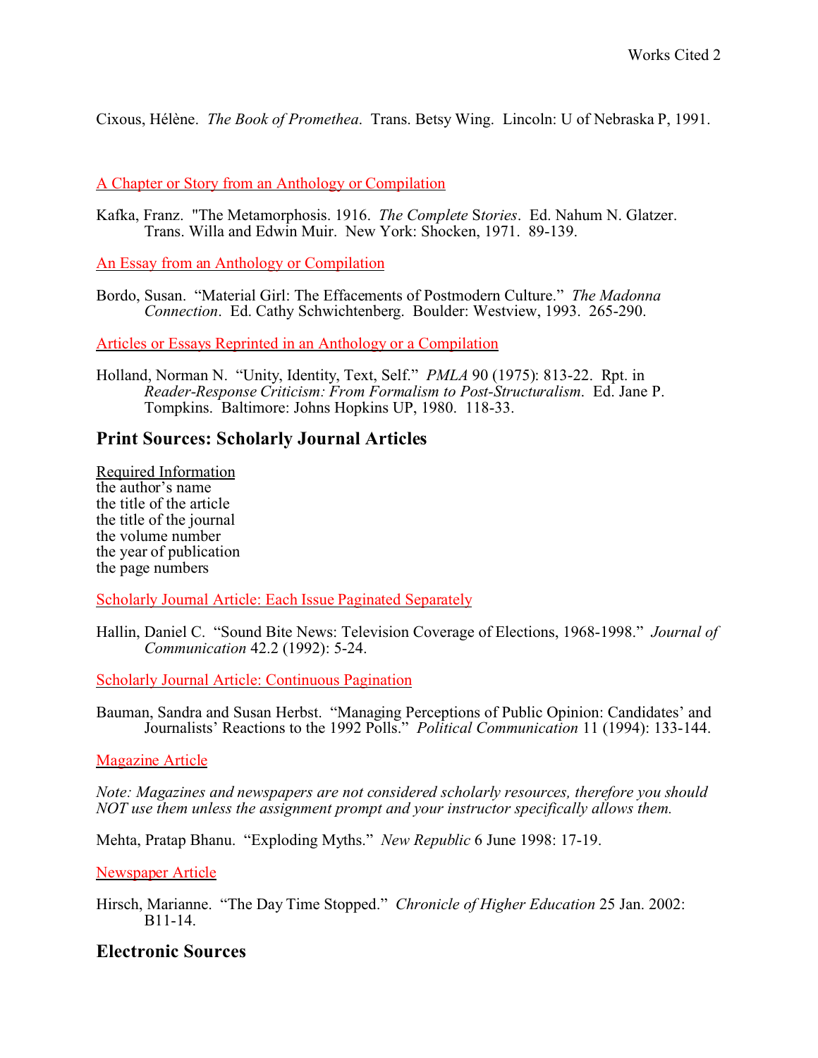Cixous, Hélène.  *The Book of Promethea*.  Trans. Betsy Wing.  Lincoln: U of Nebraska P, 1991.

<u>A Chapter or Story from an Anthology or Compilation</u>

Kafka, Franz.  "The Metamorphosis. 1916.  *The Complete Stories*.  Ed. Nahum N. Glatzer. Trans. Willa and Edwin Muir.  New York: Shocken, 1971.  89-139.

<u>An Essay from an Anthology or Compilation</u>

Bordo, Susan.  "Material Girl: The Effacements of Postmodern Culture."  *The Madonna Connection*.  Ed. Cathy Schwichtenberg.  Boulder: Westview, 1993.  265-290.

<u>Articles or Essays Reprinted in an Anthology or a Compilation</u>

Holland, Norman N.  "Unity, Identity, Text, Self."  *PMLA* 90 (1975): 813-22.  Rpt. in *Reader-Response Criticism: From Formalism to Post-Structuralism*.  Ed. Jane P. Tompkins.  Baltimore: Johns Hopkins UP, 1980.  118-33.

## Print Sources: Scholarly Journal Articles

<u>Required Information</u>
the author's name
the title of the article
the title of the journal
the volume number
the year of publication
the page numbers

<u>Scholarly Journal Article: Each Issue Paginated Separately</u>

Hallin, Daniel C.  "Sound Bite News: Television Coverage of Elections, 1968-1998."  *Journal of Communication* 42.2 (1992): 5-24.

<u>Scholarly Journal Article: Continuous Pagination</u>

Bauman, Sandra and Susan Herbst.  "Managing Perceptions of Public Opinion: Candidates' and Journalists' Reactions to the 1992 Polls."  *Political Communication* 11 (1994): 133-144.

<u>Magazine Article</u>

*Note: Magazines and newspapers are not considered scholarly resources, therefore you should NOT use them unless the assignment prompt and your instructor specifically allows them.*

Mehta, Pratap Bhanu.  "Exploding Myths."  *New Republic* 6 June 1998: 17-19.

<u>Newspaper Article</u>

Hirsch, Marianne.  "The Day Time Stopped."  *Chronicle of Higher Education* 25 Jan. 2002: B11-14.

## Electronic Sources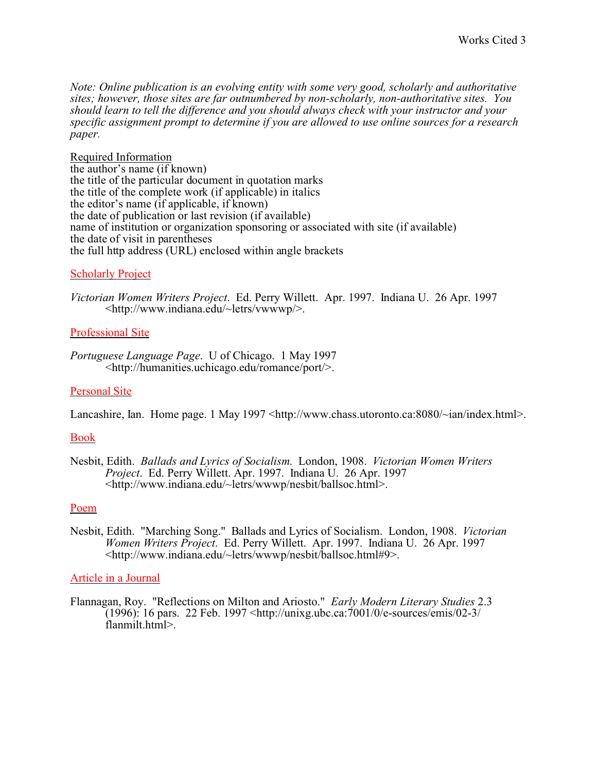*Note: Online publication is an evolving entity with some very good, scholarly and authoritative sites; however, those sites are far outnumbered by non-scholarly, non-authoritative sites. You should learn to tell the difference and you should always check with your instructor and your specific assignment prompt to determine if you are allowed to use online sources for a research paper.*

<u>Required Information</u>
the author's name (if known)
the title of the particular document in quotation marks
the title of the complete work (if applicable) in italics
the editor's name (if applicable, if known)
the date of publication or last revision (if available)
name of institution or organization sponsoring or associated with site (if available)
the date of visit in parentheses
the full http address (URL) enclosed within angle brackets

<u>Scholarly Project</u>

*Victorian Women Writers Project*. Ed. Perry Willett. Apr. 1997. Indiana U. 26 Apr. 1997 <http://www.indiana.edu/~letrs/vwwwp/>.

<u>Professional Site</u>

*Portuguese Language Page*. U of Chicago. 1 May 1997 <http://humanities.uchicago.edu/romance/port/>.

<u>Personal Site</u>

Lancashire, Ian. Home page. 1 May 1997 <http://www.chass.utoronto.ca:8080/~ian/index.html>.

<u>Book</u>

Nesbit, Edith. *Ballads and Lyrics of Socialism.* London, 1908. *Victorian Women Writers Project*. Ed. Perry Willett. Apr. 1997. Indiana U. 26 Apr. 1997 <http://www.indiana.edu/~letrs/wwwp/nesbit/ballsoc.html>.

<u>Poem</u>

Nesbit, Edith. "Marching Song." Ballads and Lyrics of Socialism. London, 1908. *Victorian Women Writers Project*. Ed. Perry Willett. Apr. 1997. Indiana U. 26 Apr. 1997 <http://www.indiana.edu/~letrs/wwwp/nesbit/ballsoc.html#9>.

<u>Article in a Journal</u>

Flannagan, Roy. "Reflections on Milton and Ariosto." *Early Modern Literary Studies* 2.3 (1996): 16 pars. 22 Feb. 1997 <http://unixg.ubc.ca:7001/0/e-sources/emis/02-3/flanmilt.html>.